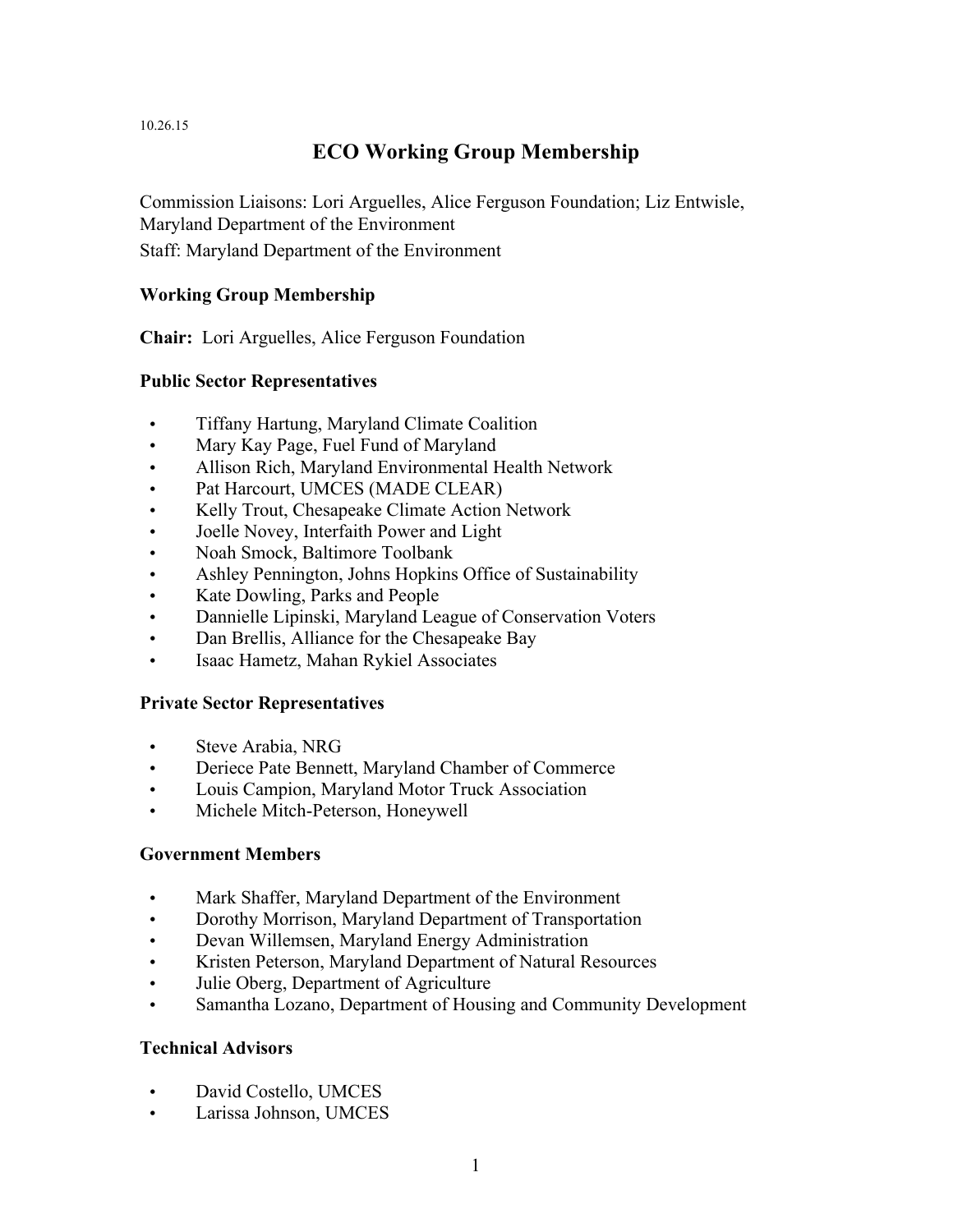10.26.15

# ECO Working Group Membership

Commission Liaisons: Lori Arguelles, Alice Ferguson Foundation; Liz Entwisle, Maryland Department of the Environment

Staff: Maryland Department of the Environment

**Working Group Membership**

**Chair:** Lori Arguelles, Alice Ferguson Foundation

**Public Sector Representatives**

- Tiffany Hartung, Maryland Climate Coalition
- Mary Kay Page, Fuel Fund of Maryland
- Allison Rich, Maryland Environmental Health Network
- Pat Harcourt, UMCES (MADE CLEAR)
- Kelly Trout, Chesapeake Climate Action Network
- Joelle Novey, Interfaith Power and Light
- Noah Smock, Baltimore Toolbank
- Ashley Pennington, Johns Hopkins Office of Sustainability
- Kate Dowling, Parks and People
- Dannielle Lipinski, Maryland League of Conservation Voters
- Dan Brellis, Alliance for the Chesapeake Bay
- Isaac Hametz, Mahan Rykiel Associates

**Private Sector Representatives**

- Steve Arabia, NRG
- Deriece Pate Bennett, Maryland Chamber of Commerce
- Louis Campion, Maryland Motor Truck Association
- Michele Mitch-Peterson, Honeywell

**Government Members**

- Mark Shaffer, Maryland Department of the Environment
- Dorothy Morrison, Maryland Department of Transportation
- Devan Willemsen, Maryland Energy Administration
- Kristen Peterson, Maryland Department of Natural Resources
- Julie Oberg, Department of Agriculture
- Samantha Lozano, Department of Housing and Community Development

**Technical Advisors**

- David Costello, UMCES
- Larissa Johnson, UMCES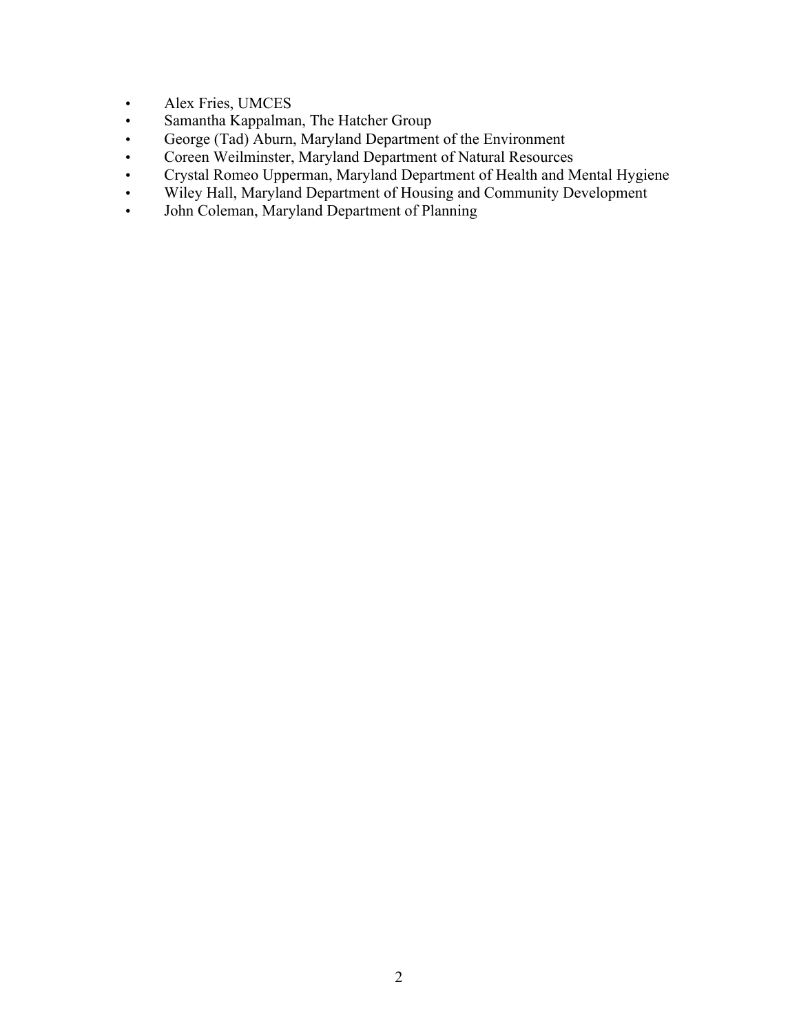- Alex Fries, UMCES
- Samantha Kappalman, The Hatcher Group
- George (Tad) Aburn, Maryland Department of the Environment
- Coreen Weilminster, Maryland Department of Natural Resources
- Crystal Romeo Upperman, Maryland Department of Health and Mental Hygiene
- Wiley Hall, Maryland Department of Housing and Community Development
- John Coleman, Maryland Department of Planning